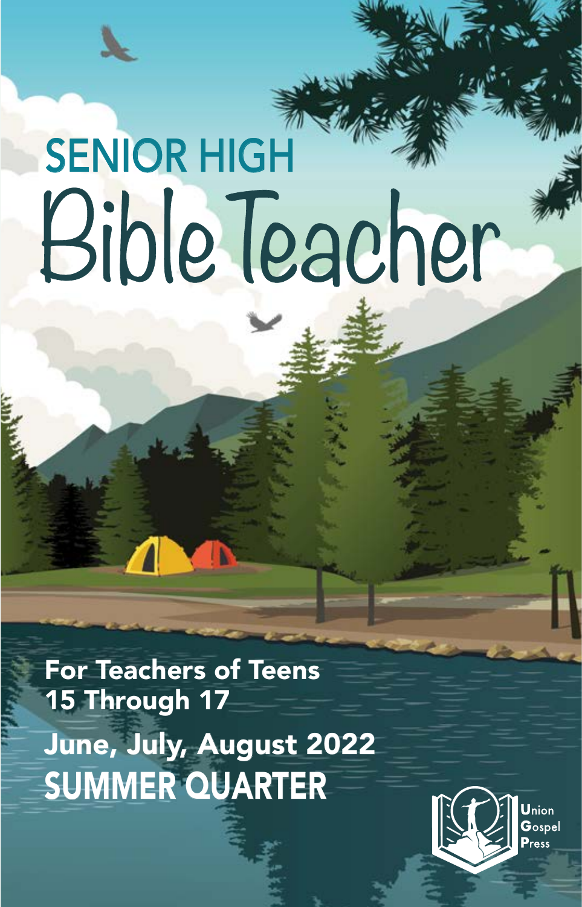# SENIOR HIGH Bible Teacher

**For Teachers of Teens 15 Through 17**

**June, July, August 2022**

**SUMMER QUARTER**

Union Gospel Press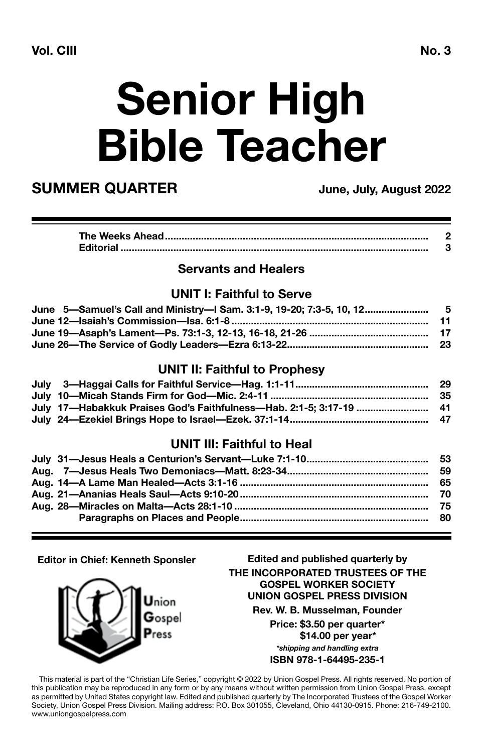**Vol. CIII** **No. 3**

# Senior High Bible Teacher

## SUMMER QUARTER

**June, July, August 2022**

| | |
|---|---|
| The Weeks Ahead | 2 |
| Editorial | 3 |

### Servants and Healers

### UNIT I: Faithful to Serve

| | |
|---|---|
| June 5—Samuel's Call and Ministry—I Sam. 3:1-9, 19-20; 7:3-5, 10, 12 | 5 |
| June 12—Isaiah's Commission—Isa. 6:1-8 | 11 |
| June 19—Asaph's Lament—Ps. 73:1-3, 12-13, 16-18, 21-26 | 17 |
| June 26—The Service of Godly Leaders—Ezra 6:13-22 | 23 |

### UNIT II: Faithful to Prophesy

| | |
|---|---|
| July 3—Haggai Calls for Faithful Service—Hag. 1:1-11 | 29 |
| July 10—Micah Stands Firm for God—Mic. 2:4-11 | 35 |
| July 17—Habakkuk Praises God's Faithfulness—Hab. 2:1-5; 3:17-19 | 41 |
| July 24—Ezekiel Brings Hope to Israel—Ezek. 37:1-14 | 47 |

### UNIT III: Faithful to Heal

| | |
|---|---|
| July 31—Jesus Heals a Centurion's Servant—Luke 7:1-10 | 53 |
| Aug. 7—Jesus Heals Two Demoniacs—Matt. 8:23-34 | 59 |
| Aug. 14—A Lame Man Healed—Acts 3:1-16 | 65 |
| Aug. 21—Ananias Heals Saul—Acts 9:10-20 | 70 |
| Aug. 28—Miracles on Malta—Acts 28:1-10 | 75 |
| Paragraphs on Places and People | 80 |

**Editor in Chief: Kenneth Sponsler**

Union Gospel Press

**Edited and published quarterly by**
**THE INCORPORATED TRUSTEES OF THE GOSPEL WORKER SOCIETY**
**UNION GOSPEL PRESS DIVISION**
**Rev. W. B. Musselman, Founder**
**Price: $3.50 per quarter***
**$14.00 per year***
***shipping and handling extra***
**ISBN 978-1-64495-235-1**

This material is part of the "Christian Life Series," copyright © 2022 by Union Gospel Press. All rights reserved. No portion of this publication may be reproduced in any form or by any means without written permission from Union Gospel Press, except as permitted by United States copyright law. Edited and published quarterly by The Incorporated Trustees of the Gospel Worker Society, Union Gospel Press Division. Mailing address: P.O. Box 301055, Cleveland, Ohio 44130-0915. Phone: 216-749-2100. www.uniongospelpress.com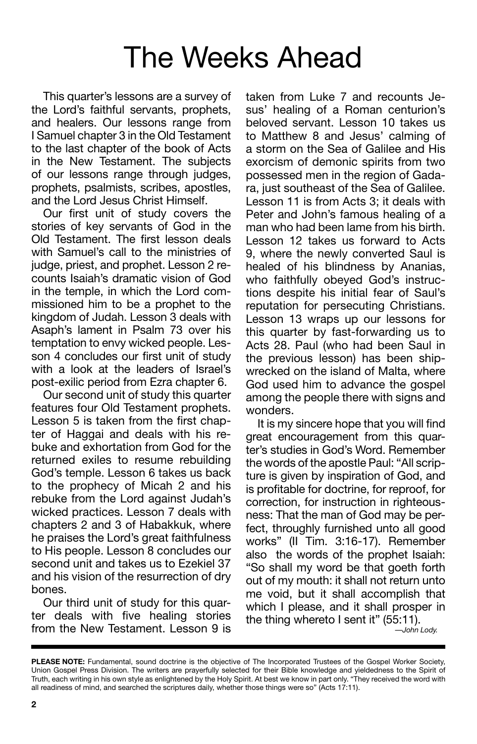# The Weeks Ahead

This quarter's lessons are a survey of the Lord's faithful servants, prophets, and healers. Our lessons range from I Samuel chapter 3 in the Old Testament to the last chapter of the book of Acts in the New Testament. The subjects of our lessons range through judges, prophets, psalmists, scribes, apostles, and the Lord Jesus Christ Himself.

Our first unit of study covers the stories of key servants of God in the Old Testament. The first lesson deals with Samuel's call to the ministries of judge, priest, and prophet. Lesson 2 recounts Isaiah's dramatic vision of God in the temple, in which the Lord commissioned him to be a prophet to the kingdom of Judah. Lesson 3 deals with Asaph's lament in Psalm 73 over his temptation to envy wicked people. Lesson 4 concludes our first unit of study with a look at the leaders of Israel's post-exilic period from Ezra chapter 6.

Our second unit of study this quarter features four Old Testament prophets. Lesson 5 is taken from the first chapter of Haggai and deals with his rebuke and exhortation from God for the returned exiles to resume rebuilding God's temple. Lesson 6 takes us back to the prophecy of Micah 2 and his rebuke from the Lord against Judah's wicked practices. Lesson 7 deals with chapters 2 and 3 of Habakkuk, where he praises the Lord's great faithfulness to His people. Lesson 8 concludes our second unit and takes us to Ezekiel 37 and his vision of the resurrection of dry bones.

Our third unit of study for this quarter deals with five healing stories from the New Testament. Lesson 9 is taken from Luke 7 and recounts Jesus' healing of a Roman centurion's beloved servant. Lesson 10 takes us to Matthew 8 and Jesus' calming of a storm on the Sea of Galilee and His exorcism of demonic spirits from two possessed men in the region of Gadara, just southeast of the Sea of Galilee. Lesson 11 is from Acts 3; it deals with Peter and John's famous healing of a man who had been lame from his birth. Lesson 12 takes us forward to Acts 9, where the newly converted Saul is healed of his blindness by Ananias, who faithfully obeyed God's instructions despite his initial fear of Saul's reputation for persecuting Christians. Lesson 13 wraps up our lessons for this quarter by fast-forwarding us to Acts 28. Paul (who had been Saul in the previous lesson) has been shipwrecked on the island of Malta, where God used him to advance the gospel among the people there with signs and wonders.

It is my sincere hope that you will find great encouragement from this quarter's studies in God's Word. Remember the words of the apostle Paul: "All scripture is given by inspiration of God, and is profitable for doctrine, for reproof, for correction, for instruction in righteousness: That the man of God may be perfect, throughly furnished unto all good works" (II Tim. 3:16-17). Remember also the words of the prophet Isaiah: "So shall my word be that goeth forth out of my mouth: it shall not return unto me void, but it shall accomplish that which I please, and it shall prosper in the thing whereto I sent it" (55:11).

*—John Lody.*

---

**PLEASE NOTE:** Fundamental, sound doctrine is the objective of The Incorporated Trustees of the Gospel Worker Society, Union Gospel Press Division. The writers are prayerfully selected for their Bible knowledge and yieldedness to the Spirit of Truth, each writing in his own style as enlightened by the Holy Spirit. At best we know in part only. "They received the word with all readiness of mind, and searched the scriptures daily, whether those things were so" (Acts 17:11).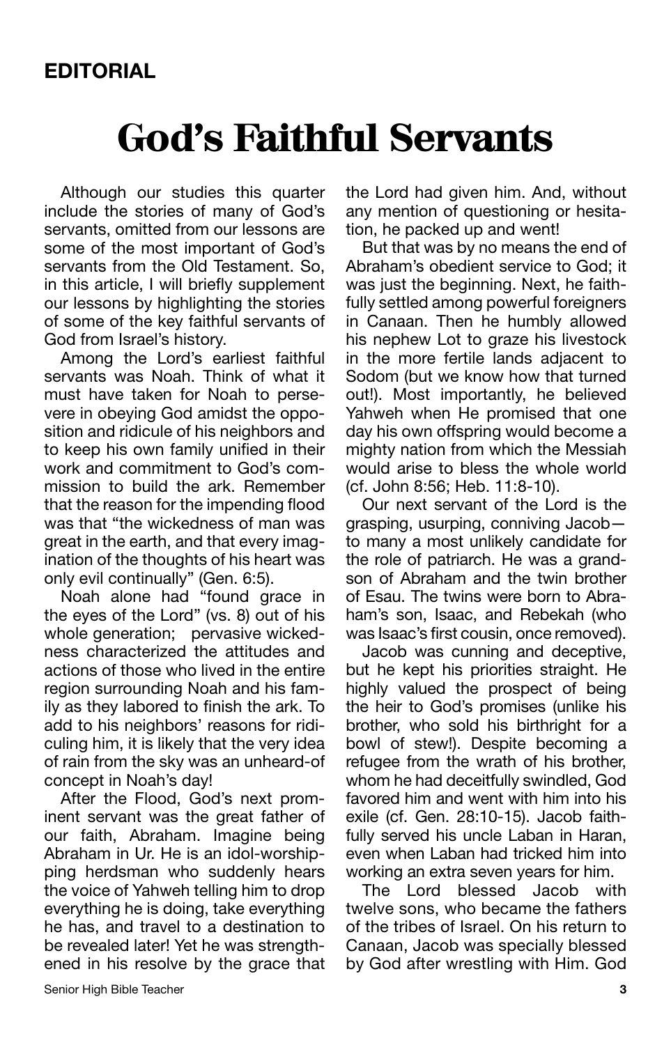## EDITORIAL

# God's Faithful Servants

Although our studies this quarter include the stories of many of God's servants, omitted from our lessons are some of the most important of God's servants from the Old Testament. So, in this article, I will briefly supplement our lessons by highlighting the stories of some of the key faithful servants of God from Israel's history.

Among the Lord's earliest faithful servants was Noah. Think of what it must have taken for Noah to persevere in obeying God amidst the opposition and ridicule of his neighbors and to keep his own family unified in their work and commitment to God's commission to build the ark. Remember that the reason for the impending flood was that "the wickedness of man was great in the earth, and that every imagination of the thoughts of his heart was only evil continually" (Gen. 6:5).

Noah alone had "found grace in the eyes of the Lord" (vs. 8) out of his whole generation; pervasive wickedness characterized the attitudes and actions of those who lived in the entire region surrounding Noah and his family as they labored to finish the ark. To add to his neighbors' reasons for ridiculing him, it is likely that the very idea of rain from the sky was an unheard-of concept in Noah's day!

After the Flood, God's next prominent servant was the great father of our faith, Abraham. Imagine being Abraham in Ur. He is an idol-worshipping herdsman who suddenly hears the voice of Yahweh telling him to drop everything he is doing, take everything he has, and travel to a destination to be revealed later! Yet he was strengthened in his resolve by the grace that the Lord had given him. And, without any mention of questioning or hesitation, he packed up and went!

But that was by no means the end of Abraham's obedient service to God; it was just the beginning. Next, he faithfully settled among powerful foreigners in Canaan. Then he humbly allowed his nephew Lot to graze his livestock in the more fertile lands adjacent to Sodom (but we know how that turned out!). Most importantly, he believed Yahweh when He promised that one day his own offspring would become a mighty nation from which the Messiah would arise to bless the whole world (cf. John 8:56; Heb. 11:8-10).

Our next servant of the Lord is the grasping, usurping, conniving Jacob—to many a most unlikely candidate for the role of patriarch. He was a grandson of Abraham and the twin brother of Esau. The twins were born to Abraham's son, Isaac, and Rebekah (who was Isaac's first cousin, once removed).

Jacob was cunning and deceptive, but he kept his priorities straight. He highly valued the prospect of being the heir to God's promises (unlike his brother, who sold his birthright for a bowl of stew!). Despite becoming a refugee from the wrath of his brother, whom he had deceitfully swindled, God favored him and went with him into his exile (cf. Gen. 28:10-15). Jacob faithfully served his uncle Laban in Haran, even when Laban had tricked him into working an extra seven years for him.

The Lord blessed Jacob with twelve sons, who became the fathers of the tribes of Israel. On his return to Canaan, Jacob was specially blessed by God after wrestling with Him. God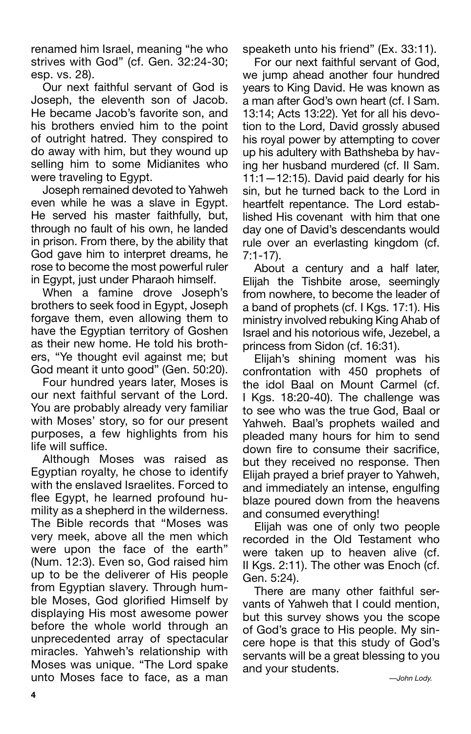renamed him Israel, meaning "he who strives with God" (cf. Gen. 32:24-30; esp. vs. 28).

Our next faithful servant of God is Joseph, the eleventh son of Jacob. He became Jacob's favorite son, and his brothers envied him to the point of outright hatred. They conspired to do away with him, but they wound up selling him to some Midianites who were traveling to Egypt.

Joseph remained devoted to Yahweh even while he was a slave in Egypt. He served his master faithfully, but, through no fault of his own, he landed in prison. From there, by the ability that God gave him to interpret dreams, he rose to become the most powerful ruler in Egypt, just under Pharaoh himself.

When a famine drove Joseph's brothers to seek food in Egypt, Joseph forgave them, even allowing them to have the Egyptian territory of Goshen as their new home. He told his brothers, "Ye thought evil against me; but God meant it unto good" (Gen. 50:20).

Four hundred years later, Moses is our next faithful servant of the Lord. You are probably already very familiar with Moses' story, so for our present purposes, a few highlights from his life will suffice.

Although Moses was raised as Egyptian royalty, he chose to identify with the enslaved Israelites. Forced to flee Egypt, he learned profound humility as a shepherd in the wilderness. The Bible records that "Moses was very meek, above all the men which were upon the face of the earth" (Num. 12:3). Even so, God raised him up to be the deliverer of His people from Egyptian slavery. Through humble Moses, God glorified Himself by displaying His most awesome power before the whole world through an unprecedented array of spectacular miracles. Yahweh's relationship with Moses was unique. "The Lord spake unto Moses face to face, as a man speaketh unto his friend" (Ex. 33:11).

For our next faithful servant of God, we jump ahead another four hundred years to King David. He was known as a man after God's own heart (cf. I Sam. 13:14; Acts 13:22). Yet for all his devotion to the Lord, David grossly abused his royal power by attempting to cover up his adultery with Bathsheba by having her husband murdered (cf. II Sam. 11:1—12:15). David paid dearly for his sin, but he turned back to the Lord in heartfelt repentance. The Lord established His covenant with him that one day one of David's descendants would rule over an everlasting kingdom (cf. 7:1-17).

About a century and a half later, Elijah the Tishbite arose, seemingly from nowhere, to become the leader of a band of prophets (cf. I Kgs. 17:1). His ministry involved rebuking King Ahab of Israel and his notorious wife, Jezebel, a princess from Sidon (cf. 16:31).

Elijah's shining moment was his confrontation with 450 prophets of the idol Baal on Mount Carmel (cf. I Kgs. 18:20-40). The challenge was to see who was the true God, Baal or Yahweh. Baal's prophets wailed and pleaded many hours for him to send down fire to consume their sacrifice, but they received no response. Then Elijah prayed a brief prayer to Yahweh, and immediately an intense, engulfing blaze poured down from the heavens and consumed everything!

Elijah was one of only two people recorded in the Old Testament who were taken up to heaven alive (cf. II Kgs. 2:11). The other was Enoch (cf. Gen. 5:24).

There are many other faithful servants of Yahweh that I could mention, but this survey shows you the scope of God's grace to His people. My sincere hope is that this study of God's servants will be a great blessing to you and your students.

*—John Lody.*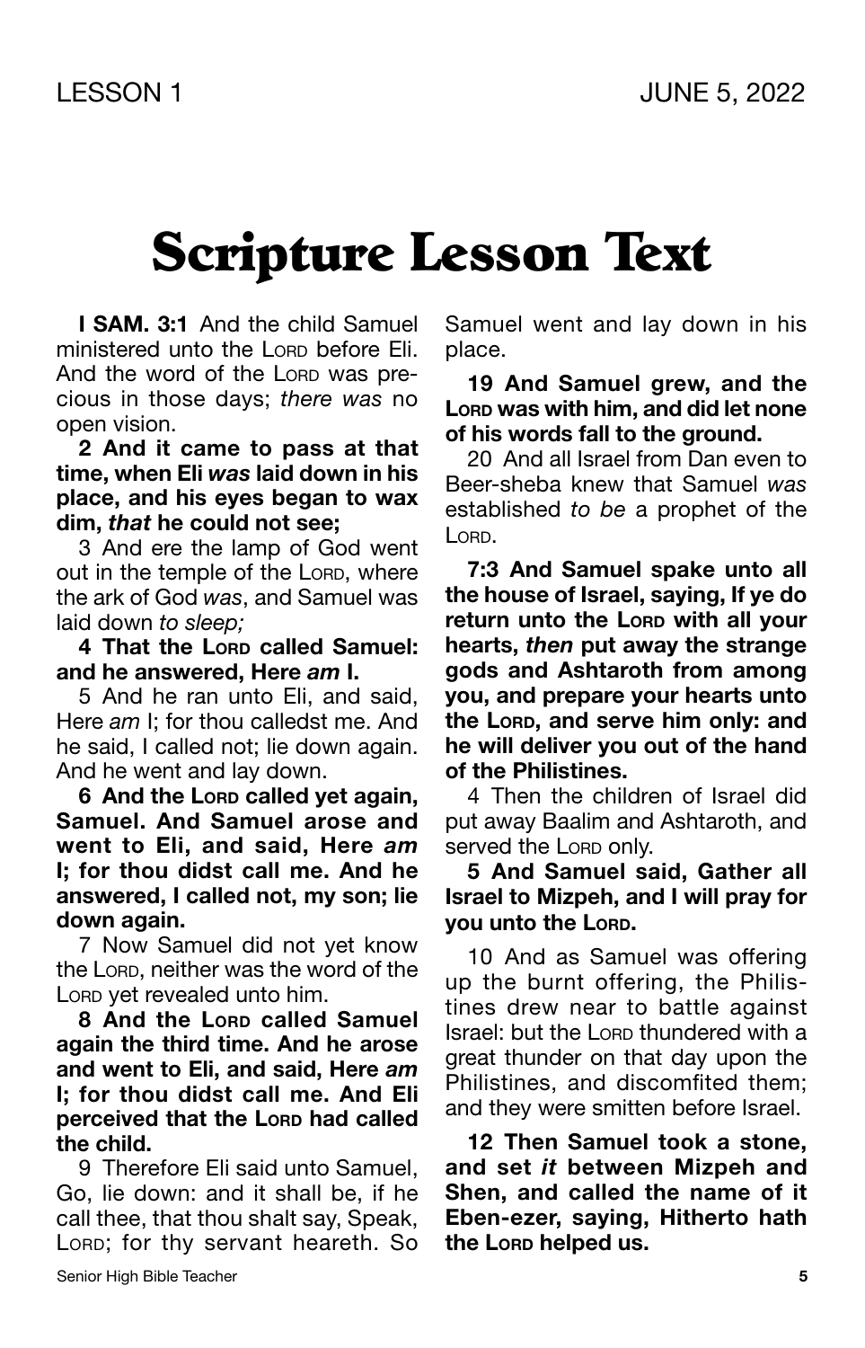LESSON 1 JUNE 5, 2022

# Scripture Lesson Text

**I SAM. 3:1** And the child Samuel ministered unto the LORD before Eli. And the word of the LORD was precious in those days; *there was* no open vision.

**2 And it came to pass at that time, when Eli *was* laid down in his place, and his eyes began to wax dim, *that* he could not see;**

3 And ere the lamp of God went out in the temple of the LORD, where the ark of God *was*, and Samuel was laid down *to sleep;*

**4 That the LORD called Samuel: and he answered, Here *am* I.**

5 And he ran unto Eli, and said, Here *am* I; for thou calledst me. And he said, I called not; lie down again. And he went and lay down.

**6 And the LORD called yet again, Samuel. And Samuel arose and went to Eli, and said, Here *am* I; for thou didst call me. And he answered, I called not, my son; lie down again.**

7 Now Samuel did not yet know the LORD, neither was the word of the LORD yet revealed unto him.

**8 And the LORD called Samuel again the third time. And he arose and went to Eli, and said, Here *am* I; for thou didst call me. And Eli perceived that the LORD had called the child.**

9 Therefore Eli said unto Samuel, Go, lie down: and it shall be, if he call thee, that thou shalt say, Speak, LORD; for thy servant heareth. So Samuel went and lay down in his place.

**19 And Samuel grew, and the LORD was with him, and did let none of his words fall to the ground.**

20 And all Israel from Dan even to Beer-sheba knew that Samuel *was* established *to be* a prophet of the LORD.

**7:3 And Samuel spake unto all the house of Israel, saying, If ye do return unto the LORD with all your hearts, *then* put away the strange gods and Ashtaroth from among you, and prepare your hearts unto the LORD, and serve him only: and he will deliver you out of the hand of the Philistines.**

4 Then the children of Israel did put away Baalim and Ashtaroth, and served the LORD only.

**5 And Samuel said, Gather all Israel to Mizpeh, and I will pray for you unto the LORD.**

10 And as Samuel was offering up the burnt offering, the Philistines drew near to battle against Israel: but the LORD thundered with a great thunder on that day upon the Philistines, and discomfited them; and they were smitten before Israel.

**12 Then Samuel took a stone, and set *it* between Mizpeh and Shen, and called the name of it Eben-ezer, saying, Hitherto hath the LORD helped us.**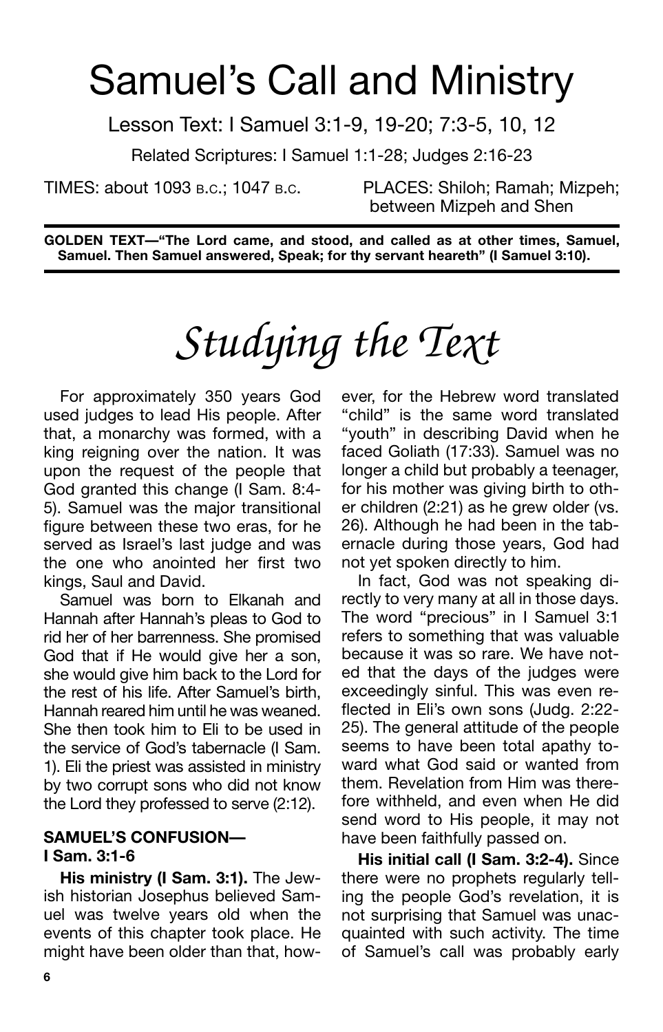# Samuel's Call and Ministry

Lesson Text: I Samuel 3:1-9, 19-20; 7:3-5, 10, 12

Related Scriptures: I Samuel 1:1-28; Judges 2:16-23

TIMES: about 1093 B.C.; 1047 B.C.

PLACES: Shiloh; Ramah; Mizpeh; between Mizpeh and Shen

**GOLDEN TEXT—"The Lord came, and stood, and called as at other times, Samuel, Samuel. Then Samuel answered, Speak; for thy servant heareth" (I Samuel 3:10).**

## *Studying the Text*

For approximately 350 years God used judges to lead His people. After that, a monarchy was formed, with a king reigning over the nation. It was upon the request of the people that God granted this change (I Sam. 8:4-5). Samuel was the major transitional figure between these two eras, for he served as Israel's last judge and was the one who anointed her first two kings, Saul and David.

Samuel was born to Elkanah and Hannah after Hannah's pleas to God to rid her of her barrenness. She promised God that if He would give her a son, she would give him back to the Lord for the rest of his life. After Samuel's birth, Hannah reared him until he was weaned. She then took him to Eli to be used in the service of God's tabernacle (I Sam. 1). Eli the priest was assisted in ministry by two corrupt sons who did not know the Lord they professed to serve (2:12).

### SAMUEL'S CONFUSION—I Sam. 3:1-6

**His ministry (I Sam. 3:1).** The Jewish historian Josephus believed Samuel was twelve years old when the events of this chapter took place. He might have been older than that, however, for the Hebrew word translated "child" is the same word translated "youth" in describing David when he faced Goliath (17:33). Samuel was no longer a child but probably a teenager, for his mother was giving birth to other children (2:21) as he grew older (vs. 26). Although he had been in the tabernacle during those years, God had not yet spoken directly to him.

In fact, God was not speaking directly to very many at all in those days. The word "precious" in I Samuel 3:1 refers to something that was valuable because it was so rare. We have noted that the days of the judges were exceedingly sinful. This was even reflected in Eli's own sons (Judg. 2:22-25). The general attitude of the people seems to have been total apathy toward what God said or wanted from them. Revelation from Him was therefore withheld, and even when He did send word to His people, it may not have been faithfully passed on.

**His initial call (I Sam. 3:2-4).** Since there were no prophets regularly telling the people God's revelation, it is not surprising that Samuel was unacquainted with such activity. The time of Samuel's call was probably early